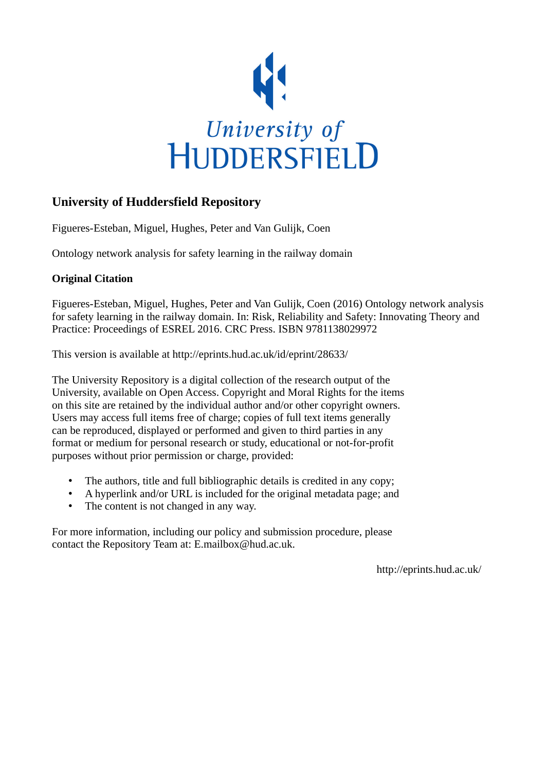University of HUDDERSFIELD

## University of Huddersfield Repository

Figueres-Esteban, Miguel, Hughes, Peter and Van Gulijk, Coen

Ontology network analysis for safety learning in the railway domain

### Original Citation

Figueres-Esteban, Miguel, Hughes, Peter and Van Gulijk, Coen (2016) Ontology network analysis for safety learning in the railway domain. In: Risk, Reliability and Safety: Innovating Theory and Practice: Proceedings of ESREL 2016. CRC Press. ISBN 9781138029972

This version is available at http://eprints.hud.ac.uk/id/eprint/28633/

The University Repository is a digital collection of the research output of the University, available on Open Access. Copyright and Moral Rights for the items on this site are retained by the individual author and/or other copyright owners. Users may access full items free of charge; copies of full text items generally can be reproduced, displayed or performed and given to third parties in any format or medium for personal research or study, educational or not-for-profit purposes without prior permission or charge, provided:

- The authors, title and full bibliographic details is credited in any copy;
- A hyperlink and/or URL is included for the original metadata page; and
- The content is not changed in any way.

For more information, including our policy and submission procedure, please contact the Repository Team at: E.mailbox@hud.ac.uk.

http://eprints.hud.ac.uk/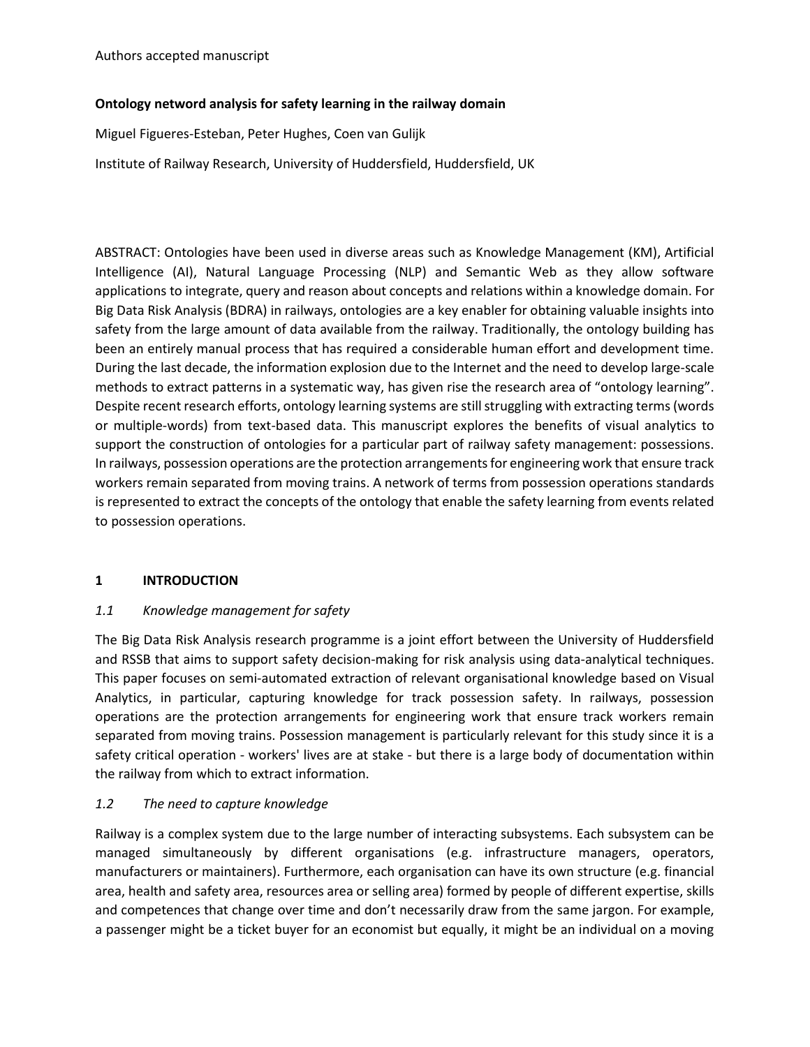Authors accepted manuscript

**Ontology netword analysis for safety learning in the railway domain**

Miguel Figueres-Esteban, Peter Hughes, Coen van Gulijk

Institute of Railway Research, University of Huddersfield, Huddersfield, UK

ABSTRACT: Ontologies have been used in diverse areas such as Knowledge Management (KM), Artificial Intelligence (AI), Natural Language Processing (NLP) and Semantic Web as they allow software applications to integrate, query and reason about concepts and relations within a knowledge domain. For Big Data Risk Analysis (BDRA) in railways, ontologies are a key enabler for obtaining valuable insights into safety from the large amount of data available from the railway. Traditionally, the ontology building has been an entirely manual process that has required a considerable human effort and development time. During the last decade, the information explosion due to the Internet and the need to develop large-scale methods to extract patterns in a systematic way, has given rise the research area of "ontology learning". Despite recent research efforts, ontology learning systems are still struggling with extracting terms (words or multiple-words) from text-based data. This manuscript explores the benefits of visual analytics to support the construction of ontologies for a particular part of railway safety management: possessions. In railways, possession operations are the protection arrangements for engineering work that ensure track workers remain separated from moving trains. A network of terms from possession operations standards is represented to extract the concepts of the ontology that enable the safety learning from events related to possession operations.

## 1 INTRODUCTION

### *1.1 Knowledge management for safety*

The Big Data Risk Analysis research programme is a joint effort between the University of Huddersfield and RSSB that aims to support safety decision-making for risk analysis using data-analytical techniques. This paper focuses on semi-automated extraction of relevant organisational knowledge based on Visual Analytics, in particular, capturing knowledge for track possession safety. In railways, possession operations are the protection arrangements for engineering work that ensure track workers remain separated from moving trains. Possession management is particularly relevant for this study since it is a safety critical operation - workers' lives are at stake - but there is a large body of documentation within the railway from which to extract information.

### *1.2 The need to capture knowledge*

Railway is a complex system due to the large number of interacting subsystems. Each subsystem can be managed simultaneously by different organisations (e.g. infrastructure managers, operators, manufacturers or maintainers). Furthermore, each organisation can have its own structure (e.g. financial area, health and safety area, resources area or selling area) formed by people of different expertise, skills and competences that change over time and don't necessarily draw from the same jargon. For example, a passenger might be a ticket buyer for an economist but equally, it might be an individual on a moving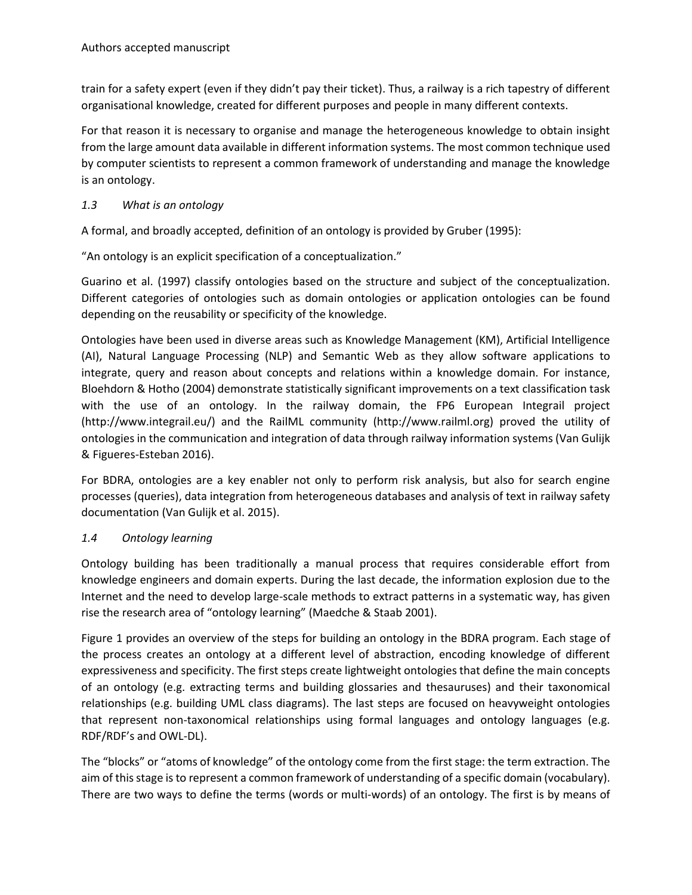train for a safety expert (even if they didn't pay their ticket). Thus, a railway is a rich tapestry of different organisational knowledge, created for different purposes and people in many different contexts.

For that reason it is necessary to organise and manage the heterogeneous knowledge to obtain insight from the large amount data available in different information systems. The most common technique used by computer scientists to represent a common framework of understanding and manage the knowledge is an ontology.

### *1.3 What is an ontology*

A formal, and broadly accepted, definition of an ontology is provided by Gruber (1995):

"An ontology is an explicit specification of a conceptualization."

Guarino et al. (1997) classify ontologies based on the structure and subject of the conceptualization. Different categories of ontologies such as domain ontologies or application ontologies can be found depending on the reusability or specificity of the knowledge.

Ontologies have been used in diverse areas such as Knowledge Management (KM), Artificial Intelligence (AI), Natural Language Processing (NLP) and Semantic Web as they allow software applications to integrate, query and reason about concepts and relations within a knowledge domain. For instance, Bloehdorn & Hotho (2004) demonstrate statistically significant improvements on a text classification task with the use of an ontology. In the railway domain, the FP6 European Integrail project (http://www.integrail.eu/) and the RailML community (http://www.railml.org) proved the utility of ontologies in the communication and integration of data through railway information systems (Van Gulijk & Figueres-Esteban 2016).

For BDRA, ontologies are a key enabler not only to perform risk analysis, but also for search engine processes (queries), data integration from heterogeneous databases and analysis of text in railway safety documentation (Van Gulijk et al. 2015).

### *1.4 Ontology learning*

Ontology building has been traditionally a manual process that requires considerable effort from knowledge engineers and domain experts. During the last decade, the information explosion due to the Internet and the need to develop large-scale methods to extract patterns in a systematic way, has given rise the research area of "ontology learning" (Maedche & Staab 2001).

Figure 1 provides an overview of the steps for building an ontology in the BDRA program. Each stage of the process creates an ontology at a different level of abstraction, encoding knowledge of different expressiveness and specificity. The first steps create lightweight ontologies that define the main concepts of an ontology (e.g. extracting terms and building glossaries and thesauruses) and their taxonomical relationships (e.g. building UML class diagrams). The last steps are focused on heavyweight ontologies that represent non-taxonomical relationships using formal languages and ontology languages (e.g. RDF/RDF's and OWL-DL).

The "blocks" or "atoms of knowledge" of the ontology come from the first stage: the term extraction. The aim of this stage is to represent a common framework of understanding of a specific domain (vocabulary). There are two ways to define the terms (words or multi-words) of an ontology. The first is by means of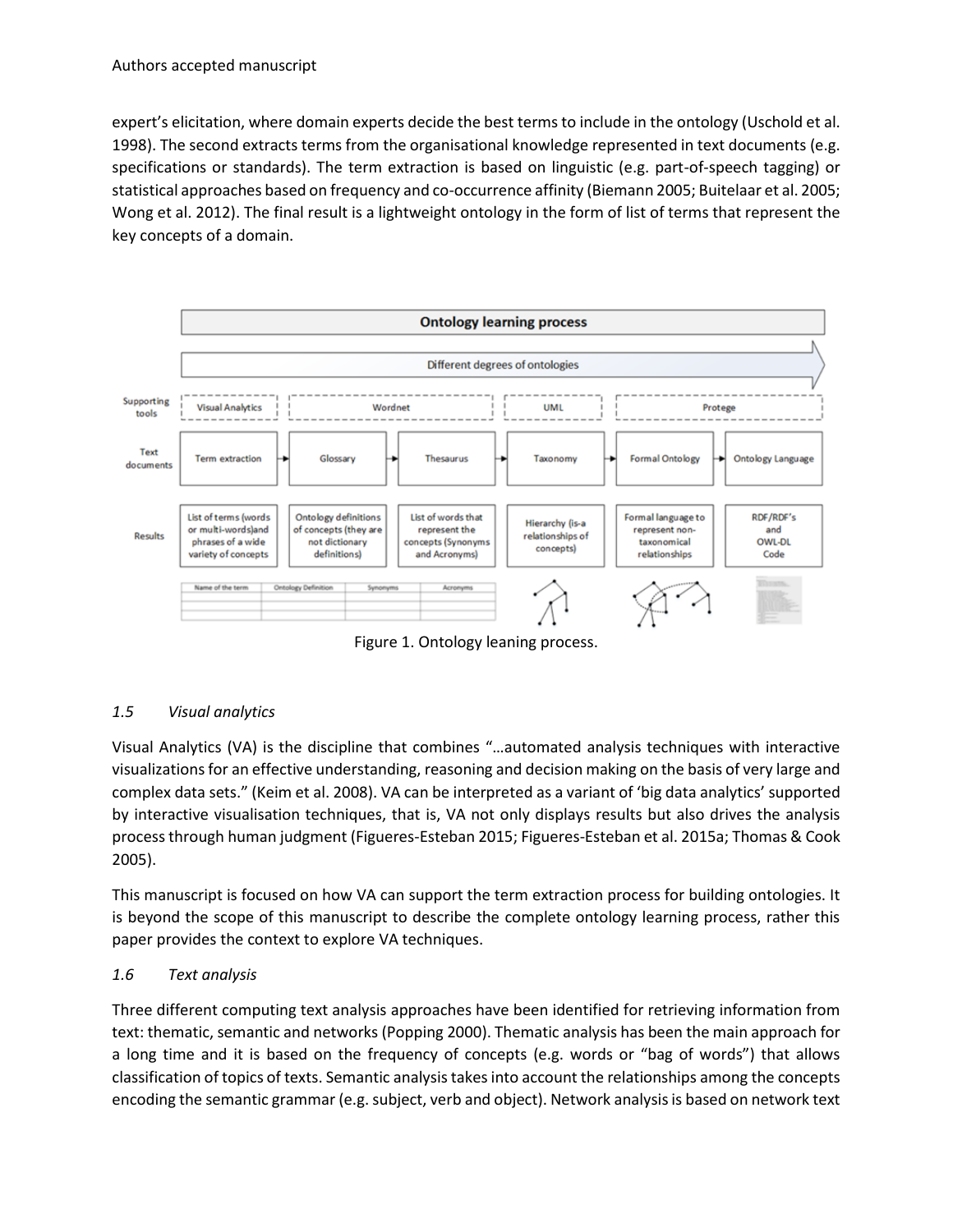expert's elicitation, where domain experts decide the best terms to include in the ontology (Uschold et al. 1998). The second extracts terms from the organisational knowledge represented in text documents (e.g. specifications or standards). The term extraction is based on linguistic (e.g. part-of-speech tagging) or statistical approaches based on frequency and co-occurrence affinity (Biemann 2005; Buitelaar et al. 2005; Wong et al. 2012). The final result is a lightweight ontology in the form of list of terms that represent the key concepts of a domain.

Figure 1. Ontology leaning process.

### *1.5 Visual analytics*

Visual Analytics (VA) is the discipline that combines "…automated analysis techniques with interactive visualizations for an effective understanding, reasoning and decision making on the basis of very large and complex data sets." (Keim et al. 2008). VA can be interpreted as a variant of 'big data analytics' supported by interactive visualisation techniques, that is, VA not only displays results but also drives the analysis process through human judgment (Figueres-Esteban 2015; Figueres-Esteban et al. 2015a; Thomas & Cook 2005).

This manuscript is focused on how VA can support the term extraction process for building ontologies. It is beyond the scope of this manuscript to describe the complete ontology learning process, rather this paper provides the context to explore VA techniques.

### *1.6 Text analysis*

Three different computing text analysis approaches have been identified for retrieving information from text: thematic, semantic and networks (Popping 2000). Thematic analysis has been the main approach for a long time and it is based on the frequency of concepts (e.g. words or "bag of words") that allows classification of topics of texts. Semantic analysis takes into account the relationships among the concepts encoding the semantic grammar (e.g. subject, verb and object). Network analysis is based on network text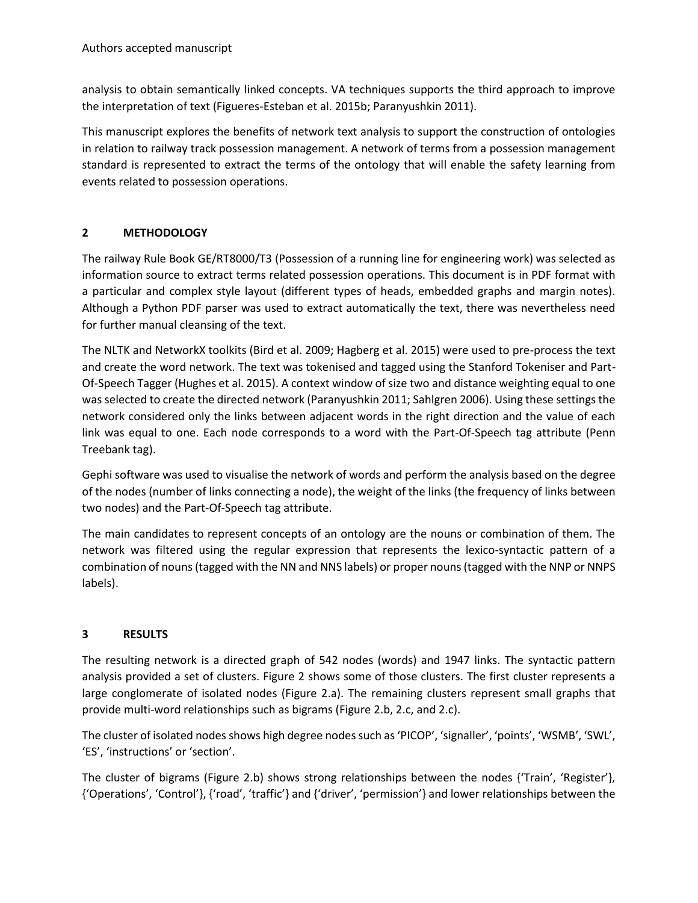analysis to obtain semantically linked concepts. VA techniques supports the third approach to improve the interpretation of text (Figueres-Esteban et al. 2015b; Paranyushkin 2011).

This manuscript explores the benefits of network text analysis to support the construction of ontologies in relation to railway track possession management. A network of terms from a possession management standard is represented to extract the terms of the ontology that will enable the safety learning from events related to possession operations.

## 2 METHODOLOGY

The railway Rule Book GE/RT8000/T3 (Possession of a running line for engineering work) was selected as information source to extract terms related possession operations. This document is in PDF format with a particular and complex style layout (different types of heads, embedded graphs and margin notes). Although a Python PDF parser was used to extract automatically the text, there was nevertheless need for further manual cleansing of the text.

The NLTK and NetworkX toolkits (Bird et al. 2009; Hagberg et al. 2015) were used to pre-process the text and create the word network. The text was tokenised and tagged using the Stanford Tokeniser and Part-Of-Speech Tagger (Hughes et al. 2015). A context window of size two and distance weighting equal to one was selected to create the directed network (Paranyushkin 2011; Sahlgren 2006). Using these settings the network considered only the links between adjacent words in the right direction and the value of each link was equal to one. Each node corresponds to a word with the Part-Of-Speech tag attribute (Penn Treebank tag).

Gephi software was used to visualise the network of words and perform the analysis based on the degree of the nodes (number of links connecting a node), the weight of the links (the frequency of links between two nodes) and the Part-Of-Speech tag attribute.

The main candidates to represent concepts of an ontology are the nouns or combination of them. The network was filtered using the regular expression that represents the lexico-syntactic pattern of a combination of nouns (tagged with the NN and NNS labels) or proper nouns (tagged with the NNP or NNPS labels).

## 3 RESULTS

The resulting network is a directed graph of 542 nodes (words) and 1947 links. The syntactic pattern analysis provided a set of clusters. Figure 2 shows some of those clusters. The first cluster represents a large conglomerate of isolated nodes (Figure 2.a). The remaining clusters represent small graphs that provide multi-word relationships such as bigrams (Figure 2.b, 2.c, and 2.c).

The cluster of isolated nodes shows high degree nodes such as 'PICOP', 'signaller', 'points', 'WSMB', 'SWL', 'ES', 'instructions' or 'section'.

The cluster of bigrams (Figure 2.b) shows strong relationships between the nodes {'Train', 'Register'}, {'Operations', 'Control'}, {'road', 'traffic'} and {'driver', 'permission'} and lower relationships between the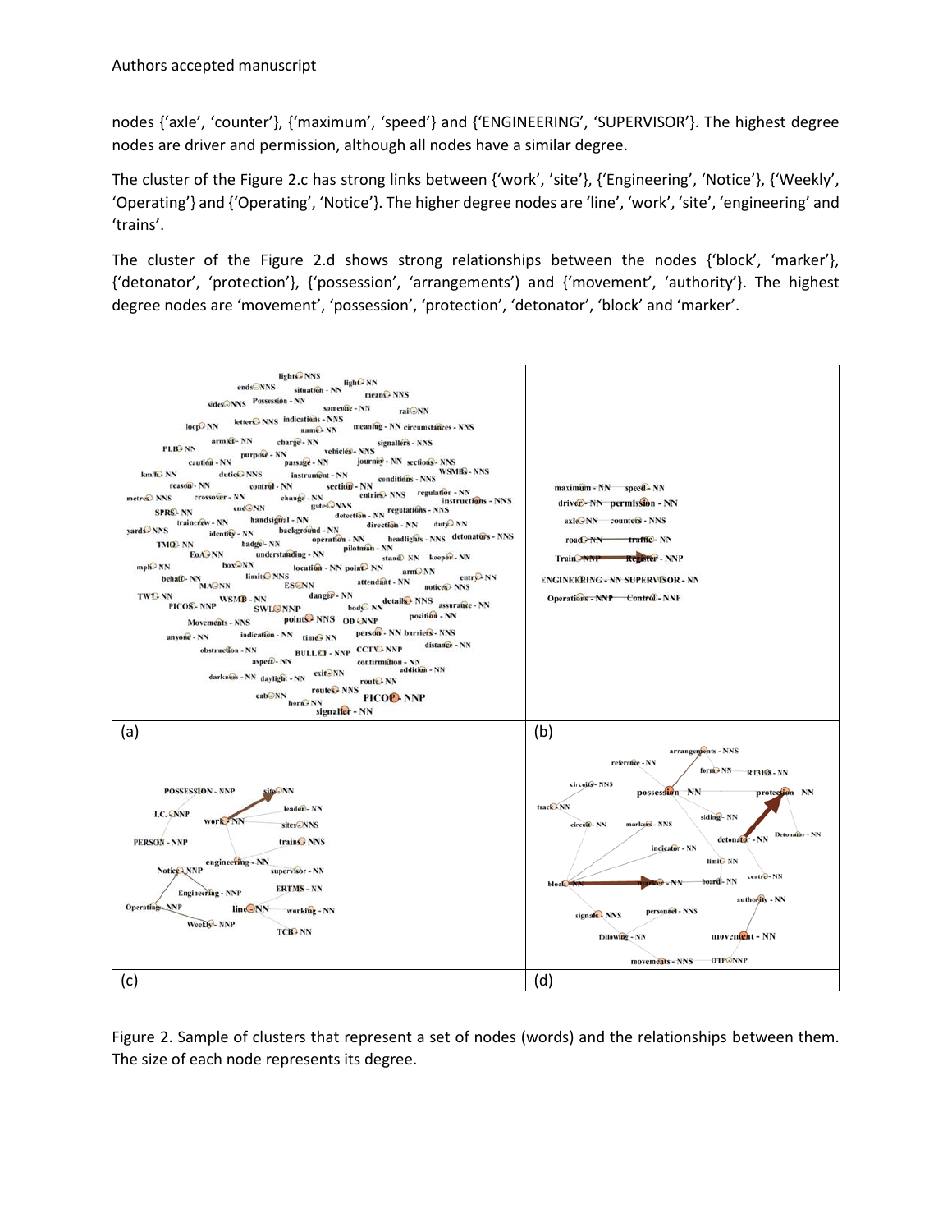nodes {'axle', 'counter'}, {'maximum', 'speed'} and {'ENGINEERING', 'SUPERVISOR'}. The highest degree nodes are driver and permission, although all nodes have a similar degree.

The cluster of the Figure 2.c has strong links between {'work', 'site'}, {'Engineering', 'Notice'}, {'Weekly', 'Operating'} and {'Operating', 'Notice'}. The higher degree nodes are 'line', 'work', 'site', 'engineering' and 'trains'.

The cluster of the Figure 2.d shows strong relationships between the nodes {'block', 'marker'}, {'detonator', 'protection'}, {'possession', 'arrangements') and {'movement', 'authority'}. The highest degree nodes are 'movement', 'possession', 'protection', 'detonator', 'block' and 'marker'.

Figure 2. Sample of clusters that represent a set of nodes (words) and the relationships between them. The size of each node represents its degree.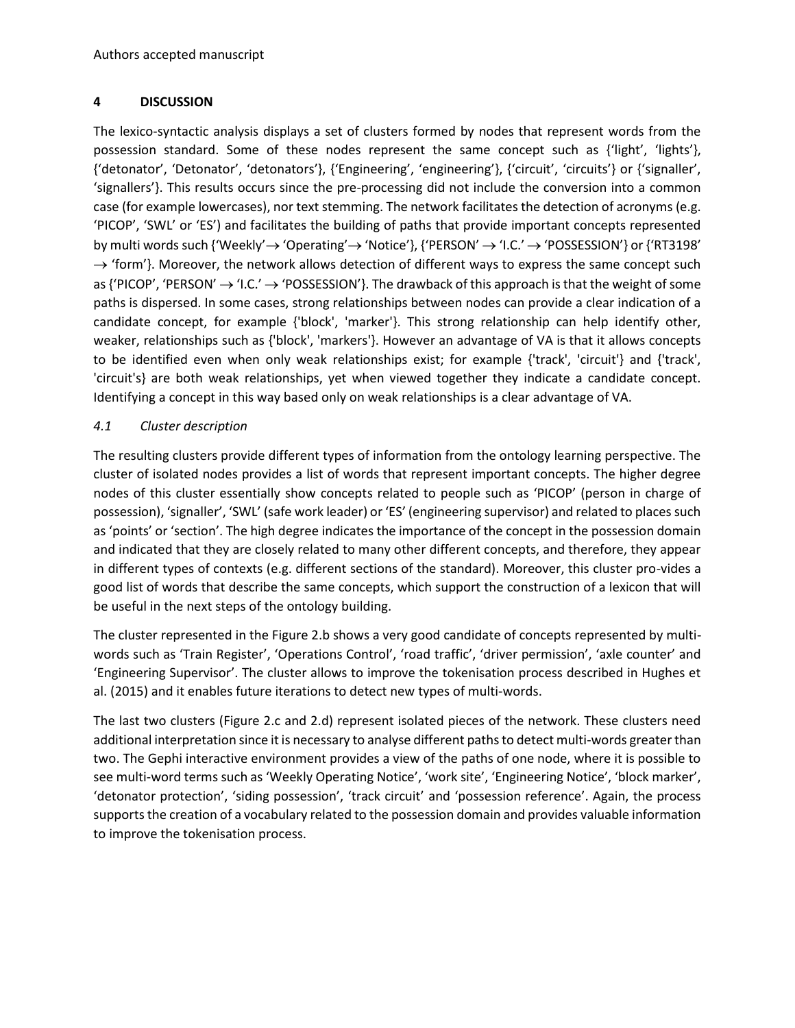## 4 DISCUSSION

The lexico-syntactic analysis displays a set of clusters formed by nodes that represent words from the possession standard. Some of these nodes represent the same concept such as {‘light’, ‘lights’}, {‘detonator’, ‘Detonator’, ‘detonators’}, {‘Engineering’, ‘engineering’}, {‘circuit’, ‘circuits’} or {‘signaller’, ‘signallers’}. This results occurs since the pre-processing did not include the conversion into a common case (for example lowercases), nor text stemming. The network facilitates the detection of acronyms (e.g. ‘PICOP’, ‘SWL’ or ‘ES’) and facilitates the building of paths that provide important concepts represented by multi words such {‘Weekly’ → ‘Operating’ → ‘Notice’}, {‘PERSON’ → ‘I.C.’ → ‘POSSESSION’} or {‘RT3198’ → ‘form’}. Moreover, the network allows detection of different ways to express the same concept such as {‘PICOP’, ‘PERSON’ → ‘I.C.’ → ‘POSSESSION’}. The drawback of this approach is that the weight of some paths is dispersed. In some cases, strong relationships between nodes can provide a clear indication of a candidate concept, for example {'block', 'marker'}. This strong relationship can help identify other, weaker, relationships such as {'block', 'markers'}. However an advantage of VA is that it allows concepts to be identified even when only weak relationships exist; for example {'track', 'circuit'} and {'track', 'circuit's} are both weak relationships, yet when viewed together they indicate a candidate concept. Identifying a concept in this way based only on weak relationships is a clear advantage of VA.

### *4.1 Cluster description*

The resulting clusters provide different types of information from the ontology learning perspective. The cluster of isolated nodes provides a list of words that represent important concepts. The higher degree nodes of this cluster essentially show concepts related to people such as ‘PICOP’ (person in charge of possession), ‘signaller’, ‘SWL’ (safe work leader) or ‘ES’ (engineering supervisor) and related to places such as ‘points’ or ‘section’. The high degree indicates the importance of the concept in the possession domain and indicated that they are closely related to many other different concepts, and therefore, they appear in different types of contexts (e.g. different sections of the standard). Moreover, this cluster pro-vides a good list of words that describe the same concepts, which support the construction of a lexicon that will be useful in the next steps of the ontology building.

The cluster represented in the Figure 2.b shows a very good candidate of concepts represented by multi-words such as ‘Train Register’, ‘Operations Control’, ‘road traffic’, ‘driver permission’, ‘axle counter’ and ‘Engineering Supervisor’. The cluster allows to improve the tokenisation process described in Hughes et al. (2015) and it enables future iterations to detect new types of multi-words.

The last two clusters (Figure 2.c and 2.d) represent isolated pieces of the network. These clusters need additional interpretation since it is necessary to analyse different paths to detect multi-words greater than two. The Gephi interactive environment provides a view of the paths of one node, where it is possible to see multi-word terms such as ‘Weekly Operating Notice’, ‘work site’, ‘Engineering Notice’, ‘block marker’, ‘detonator protection’, ‘siding possession’, ‘track circuit’ and ‘possession reference’. Again, the process supports the creation of a vocabulary related to the possession domain and provides valuable information to improve the tokenisation process.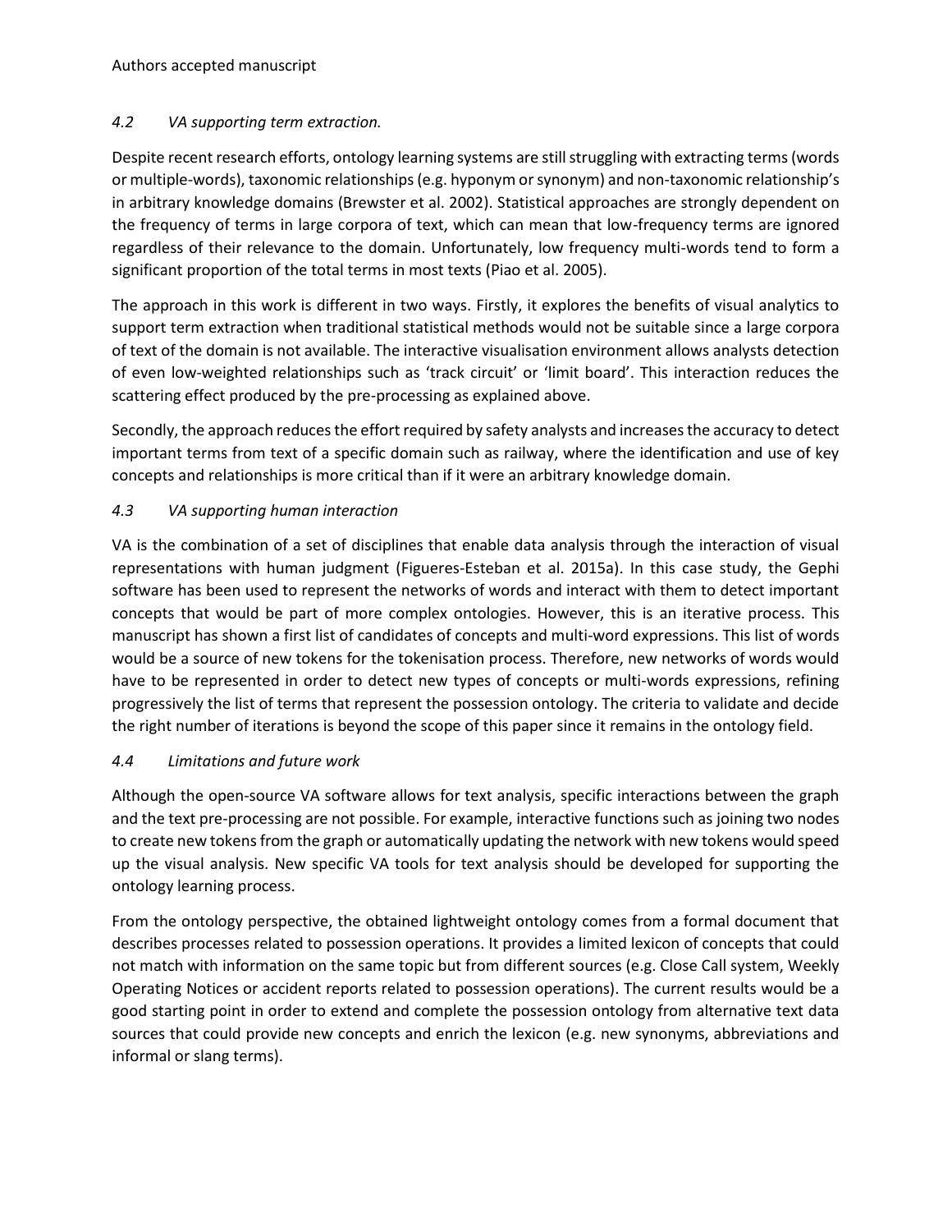### *4.2 VA supporting term extraction.*

Despite recent research efforts, ontology learning systems are still struggling with extracting terms (words or multiple-words), taxonomic relationships (e.g. hyponym or synonym) and non-taxonomic relationship's in arbitrary knowledge domains (Brewster et al. 2002). Statistical approaches are strongly dependent on the frequency of terms in large corpora of text, which can mean that low-frequency terms are ignored regardless of their relevance to the domain. Unfortunately, low frequency multi-words tend to form a significant proportion of the total terms in most texts (Piao et al. 2005).

The approach in this work is different in two ways. Firstly, it explores the benefits of visual analytics to support term extraction when traditional statistical methods would not be suitable since a large corpora of text of the domain is not available. The interactive visualisation environment allows analysts detection of even low-weighted relationships such as 'track circuit' or 'limit board'. This interaction reduces the scattering effect produced by the pre-processing as explained above.

Secondly, the approach reduces the effort required by safety analysts and increases the accuracy to detect important terms from text of a specific domain such as railway, where the identification and use of key concepts and relationships is more critical than if it were an arbitrary knowledge domain.

### *4.3 VA supporting human interaction*

VA is the combination of a set of disciplines that enable data analysis through the interaction of visual representations with human judgment (Figueres-Esteban et al. 2015a). In this case study, the Gephi software has been used to represent the networks of words and interact with them to detect important concepts that would be part of more complex ontologies. However, this is an iterative process. This manuscript has shown a first list of candidates of concepts and multi-word expressions. This list of words would be a source of new tokens for the tokenisation process. Therefore, new networks of words would have to be represented in order to detect new types of concepts or multi-words expressions, refining progressively the list of terms that represent the possession ontology. The criteria to validate and decide the right number of iterations is beyond the scope of this paper since it remains in the ontology field.

### *4.4 Limitations and future work*

Although the open-source VA software allows for text analysis, specific interactions between the graph and the text pre-processing are not possible. For example, interactive functions such as joining two nodes to create new tokens from the graph or automatically updating the network with new tokens would speed up the visual analysis. New specific VA tools for text analysis should be developed for supporting the ontology learning process.

From the ontology perspective, the obtained lightweight ontology comes from a formal document that describes processes related to possession operations. It provides a limited lexicon of concepts that could not match with information on the same topic but from different sources (e.g. Close Call system, Weekly Operating Notices or accident reports related to possession operations). The current results would be a good starting point in order to extend and complete the possession ontology from alternative text data sources that could provide new concepts and enrich the lexicon (e.g. new synonyms, abbreviations and informal or slang terms).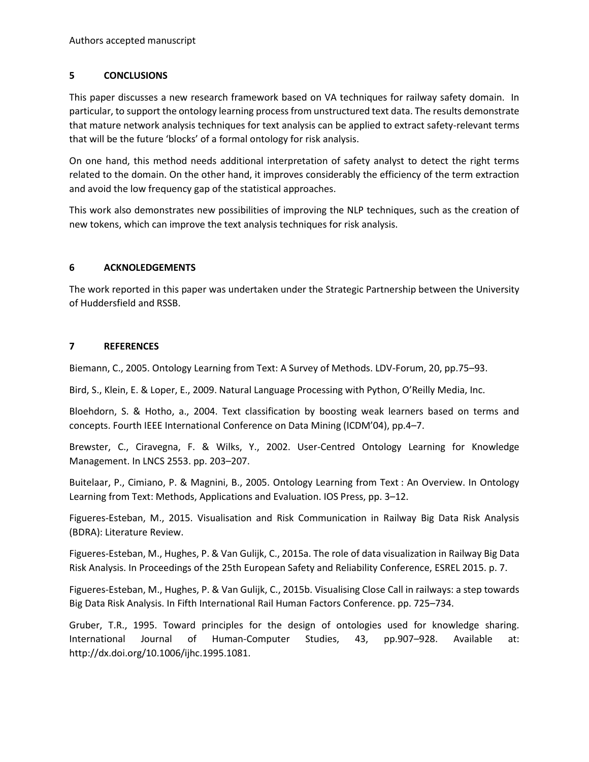## 5 CONCLUSIONS

This paper discusses a new research framework based on VA techniques for railway safety domain. In particular, to support the ontology learning process from unstructured text data. The results demonstrate that mature network analysis techniques for text analysis can be applied to extract safety-relevant terms that will be the future 'blocks' of a formal ontology for risk analysis.

On one hand, this method needs additional interpretation of safety analyst to detect the right terms related to the domain. On the other hand, it improves considerably the efficiency of the term extraction and avoid the low frequency gap of the statistical approaches.

This work also demonstrates new possibilities of improving the NLP techniques, such as the creation of new tokens, which can improve the text analysis techniques for risk analysis.

## 6 ACKNOLEDGEMENTS

The work reported in this paper was undertaken under the Strategic Partnership between the University of Huddersfield and RSSB.

## 7 REFERENCES

Biemann, C., 2005. Ontology Learning from Text: A Survey of Methods. LDV-Forum, 20, pp.75–93.

Bird, S., Klein, E. & Loper, E., 2009. Natural Language Processing with Python, O'Reilly Media, Inc.

Bloehdorn, S. & Hotho, a., 2004. Text classification by boosting weak learners based on terms and concepts. Fourth IEEE International Conference on Data Mining (ICDM'04), pp.4–7.

Brewster, C., Ciravegna, F. & Wilks, Y., 2002. User-Centred Ontology Learning for Knowledge Management. In LNCS 2553. pp. 203–207.

Buitelaar, P., Cimiano, P. & Magnini, B., 2005. Ontology Learning from Text : An Overview. In Ontology Learning from Text: Methods, Applications and Evaluation. IOS Press, pp. 3–12.

Figueres-Esteban, M., 2015. Visualisation and Risk Communication in Railway Big Data Risk Analysis (BDRA): Literature Review.

Figueres-Esteban, M., Hughes, P. & Van Gulijk, C., 2015a. The role of data visualization in Railway Big Data Risk Analysis. In Proceedings of the 25th European Safety and Reliability Conference, ESREL 2015. p. 7.

Figueres-Esteban, M., Hughes, P. & Van Gulijk, C., 2015b. Visualising Close Call in railways: a step towards Big Data Risk Analysis. In Fifth International Rail Human Factors Conference. pp. 725–734.

Gruber, T.R., 1995. Toward principles for the design of ontologies used for knowledge sharing. International Journal of Human-Computer Studies, 43, pp.907–928. Available at: http://dx.doi.org/10.1006/ijhc.1995.1081.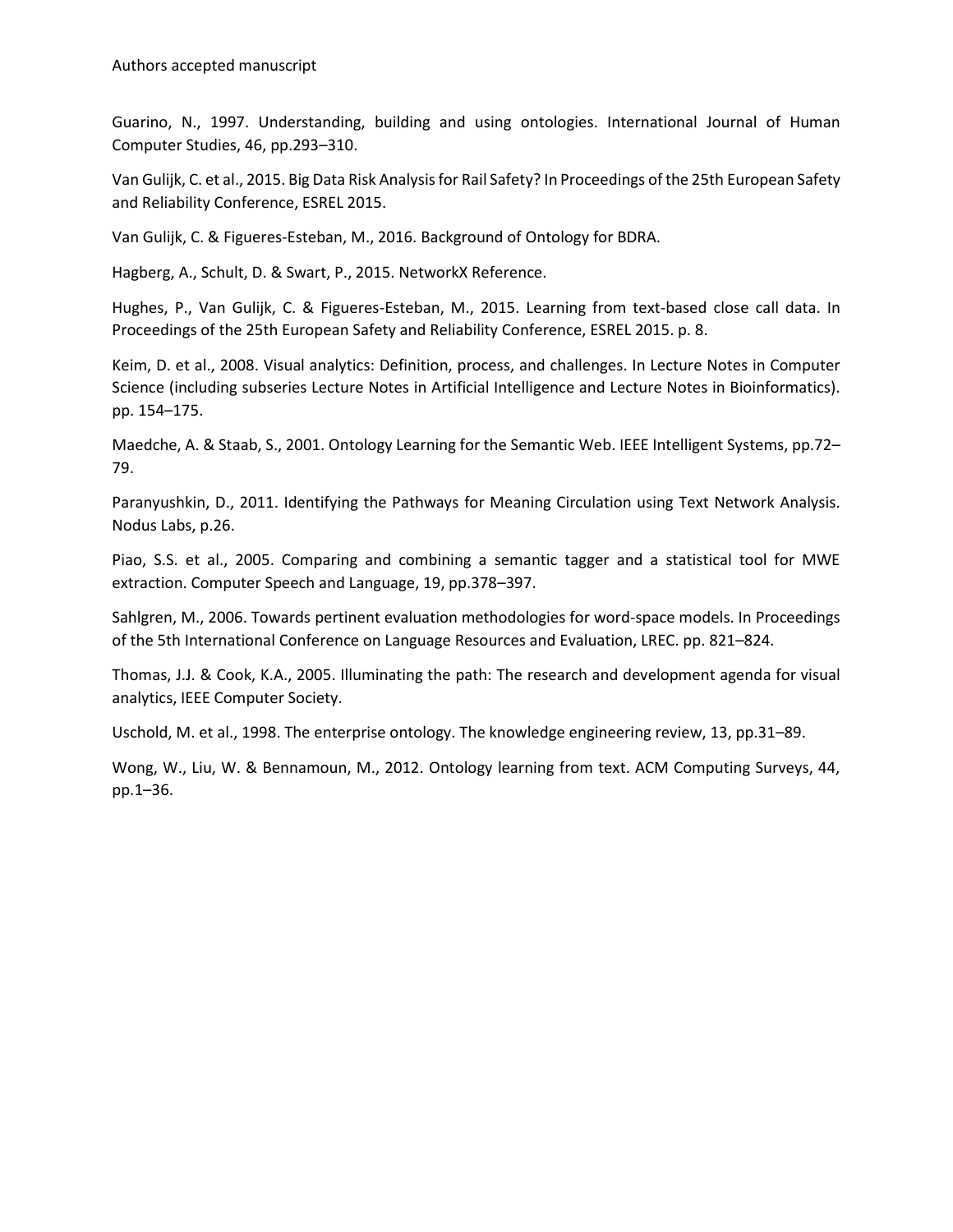Guarino, N., 1997. Understanding, building and using ontologies. International Journal of Human Computer Studies, 46, pp.293–310.

Van Gulijk, C. et al., 2015. Big Data Risk Analysis for Rail Safety? In Proceedings of the 25th European Safety and Reliability Conference, ESREL 2015.

Van Gulijk, C. & Figueres-Esteban, M., 2016. Background of Ontology for BDRA.

Hagberg, A., Schult, D. & Swart, P., 2015. NetworkX Reference.

Hughes, P., Van Gulijk, C. & Figueres-Esteban, M., 2015. Learning from text-based close call data. In Proceedings of the 25th European Safety and Reliability Conference, ESREL 2015. p. 8.

Keim, D. et al., 2008. Visual analytics: Definition, process, and challenges. In Lecture Notes in Computer Science (including subseries Lecture Notes in Artificial Intelligence and Lecture Notes in Bioinformatics). pp. 154–175.

Maedche, A. & Staab, S., 2001. Ontology Learning for the Semantic Web. IEEE Intelligent Systems, pp.72–79.

Paranyushkin, D., 2011. Identifying the Pathways for Meaning Circulation using Text Network Analysis. Nodus Labs, p.26.

Piao, S.S. et al., 2005. Comparing and combining a semantic tagger and a statistical tool for MWE extraction. Computer Speech and Language, 19, pp.378–397.

Sahlgren, M., 2006. Towards pertinent evaluation methodologies for word-space models. In Proceedings of the 5th International Conference on Language Resources and Evaluation, LREC. pp. 821–824.

Thomas, J.J. & Cook, K.A., 2005. Illuminating the path: The research and development agenda for visual analytics, IEEE Computer Society.

Uschold, M. et al., 1998. The enterprise ontology. The knowledge engineering review, 13, pp.31–89.

Wong, W., Liu, W. & Bennamoun, M., 2012. Ontology learning from text. ACM Computing Surveys, 44, pp.1–36.